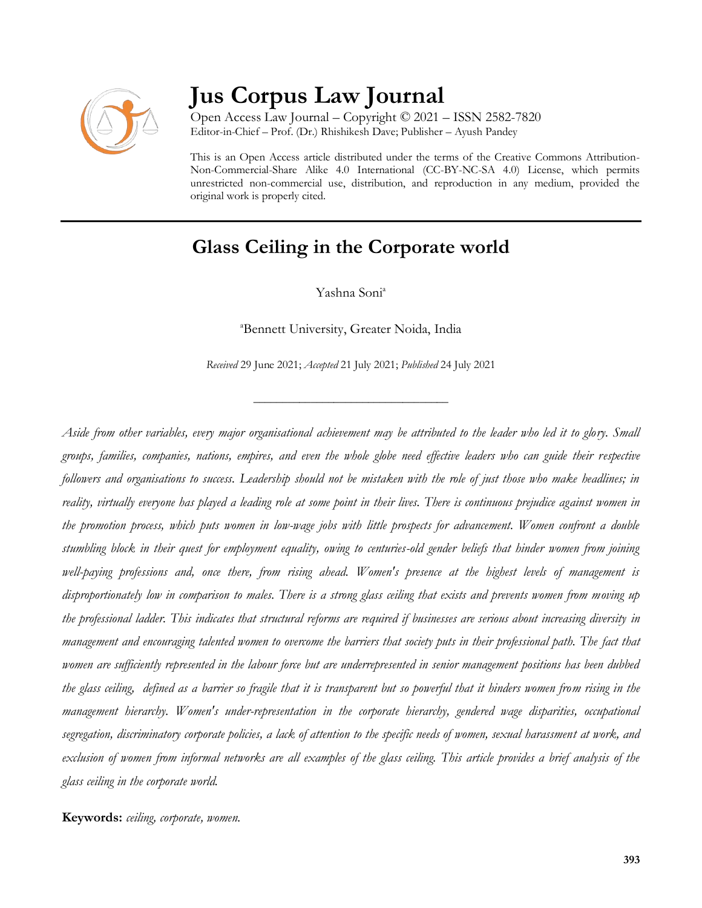# Jus Corpus Law Journal

Open Access Law Journal – Copyright © 2021 – ISSN 2582-7820
Editor-in-Chief – Prof. (Dr.) Rhishikesh Dave; Publisher – Ayush Pandey

This is an Open Access article distributed under the terms of the Creative Commons Attribution-Non-Commercial-Share Alike 4.0 International (CC-BY-NC-SA 4.0) License, which permits unrestricted non-commercial use, distribution, and reproduction in any medium, provided the original work is properly cited.

---

## Glass Ceiling in the Corporate world

Yashna Soni[a]

[a]Bennett University, Greater Noida, India

*Received* 29 June 2021; *Accepted* 21 July 2021; *Published* 24 July 2021

---

*Aside from other variables, every major organisational achievement may be attributed to the leader who led it to glory. Small groups, families, companies, nations, empires, and even the whole globe need effective leaders who can guide their respective followers and organisations to success. Leadership should not be mistaken with the role of just those who make headlines; in reality, virtually everyone has played a leading role at some point in their lives. There is continuous prejudice against women in the promotion process, which puts women in low-wage jobs with little prospects for advancement. Women confront a double stumbling block in their quest for employment equality, owing to centuries-old gender beliefs that hinder women from joining well-paying professions and, once there, from rising ahead. Women's presence at the highest levels of management is disproportionately low in comparison to males. There is a strong glass ceiling that exists and prevents women from moving up the professional ladder. This indicates that structural reforms are required if businesses are serious about increasing diversity in management and encouraging talented women to overcome the barriers that society puts in their professional path. The fact that women are sufficiently represented in the labour force but are underrepresented in senior management positions has been dubbed the glass ceiling, defined as a barrier so fragile that it is transparent but so powerful that it hinders women from rising in the management hierarchy. Women's under-representation in the corporate hierarchy, gendered wage disparities, occupational segregation, discriminatory corporate policies, a lack of attention to the specific needs of women, sexual harassment at work, and exclusion of women from informal networks are all examples of the glass ceiling. This article provides a brief analysis of the glass ceiling in the corporate world.*

**Keywords:** *ceiling, corporate, women.*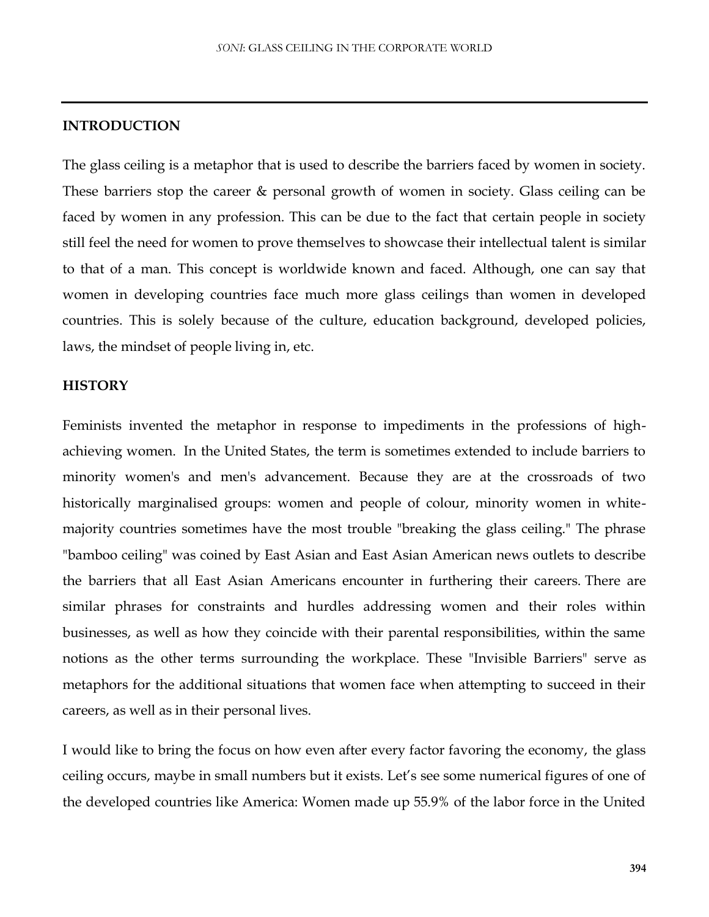## INTRODUCTION

The glass ceiling is a metaphor that is used to describe the barriers faced by women in society. These barriers stop the career & personal growth of women in society. Glass ceiling can be faced by women in any profession. This can be due to the fact that certain people in society still feel the need for women to prove themselves to showcase their intellectual talent is similar to that of a man. This concept is worldwide known and faced. Although, one can say that women in developing countries face much more glass ceilings than women in developed countries. This is solely because of the culture, education background, developed policies, laws, the mindset of people living in, etc.

## HISTORY

Feminists invented the metaphor in response to impediments in the professions of high-achieving women. In the United States, the term is sometimes extended to include barriers to minority women's and men's advancement. Because they are at the crossroads of two historically marginalised groups: women and people of colour, minority women in white-majority countries sometimes have the most trouble "breaking the glass ceiling." The phrase "bamboo ceiling" was coined by East Asian and East Asian American news outlets to describe the barriers that all East Asian Americans encounter in furthering their careers. There are similar phrases for constraints and hurdles addressing women and their roles within businesses, as well as how they coincide with their parental responsibilities, within the same notions as the other terms surrounding the workplace. These "Invisible Barriers" serve as metaphors for the additional situations that women face when attempting to succeed in their careers, as well as in their personal lives.

I would like to bring the focus on how even after every factor favoring the economy, the glass ceiling occurs, maybe in small numbers but it exists. Let's see some numerical figures of one of the developed countries like America: Women made up 55.9% of the labor force in the United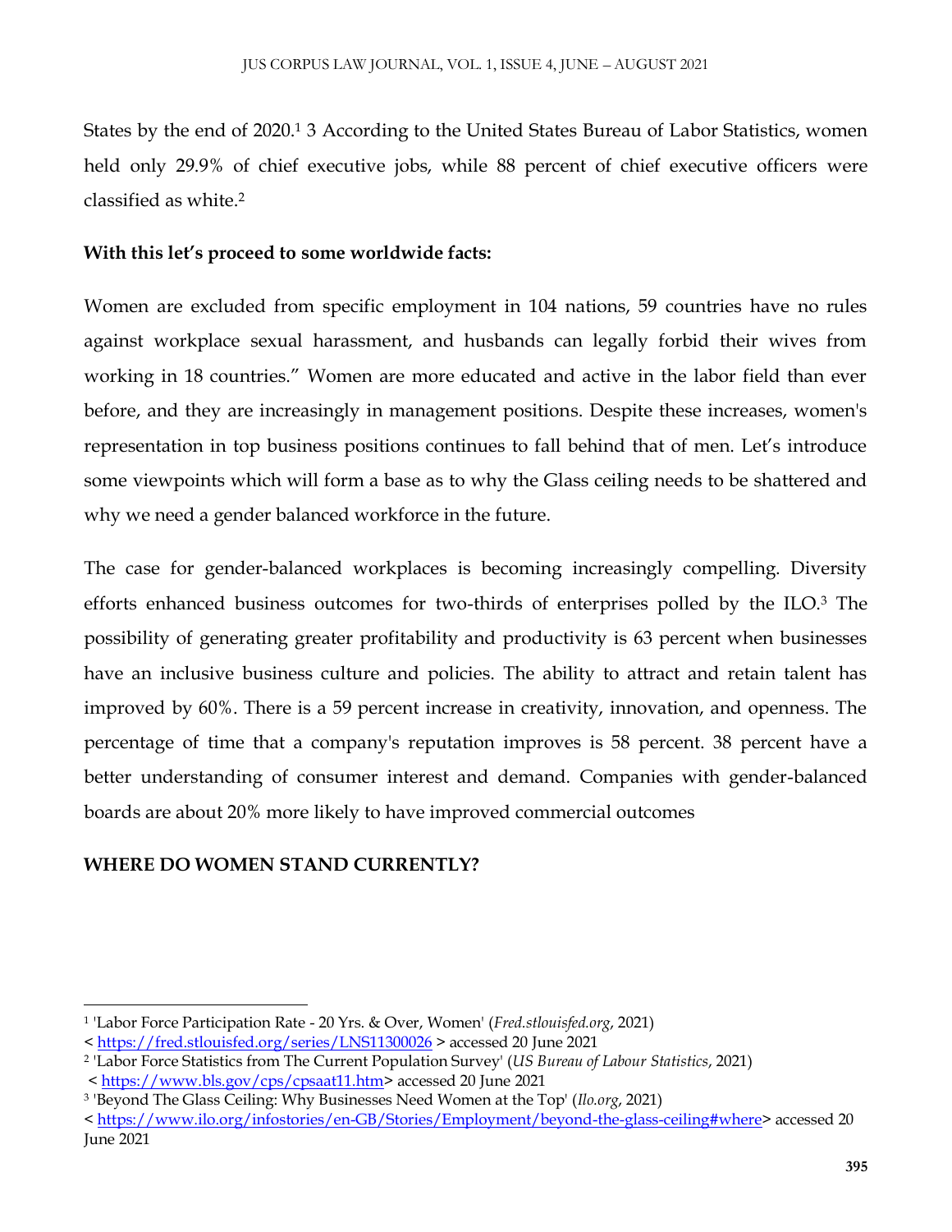States by the end of 2020.[1] 3 According to the United States Bureau of Labor Statistics, women held only 29.9% of chief executive jobs, while 88 percent of chief executive officers were classified as white.[2]

**With this let's proceed to some worldwide facts:**

Women are excluded from specific employment in 104 nations, 59 countries have no rules against workplace sexual harassment, and husbands can legally forbid their wives from working in 18 countries." Women are more educated and active in the labor field than ever before, and they are increasingly in management positions. Despite these increases, women's representation in top business positions continues to fall behind that of men. Let's introduce some viewpoints which will form a base as to why the Glass ceiling needs to be shattered and why we need a gender balanced workforce in the future.

The case for gender-balanced workplaces is becoming increasingly compelling. Diversity efforts enhanced business outcomes for two-thirds of enterprises polled by the ILO.[3] The possibility of generating greater profitability and productivity is 63 percent when businesses have an inclusive business culture and policies. The ability to attract and retain talent has improved by 60%. There is a 59 percent increase in creativity, innovation, and openness. The percentage of time that a company's reputation improves is 58 percent. 38 percent have a better understanding of consumer interest and demand. Companies with gender-balanced boards are about 20% more likely to have improved commercial outcomes

**WHERE DO WOMEN STAND CURRENTLY?**

---

[1] 'Labor Force Participation Rate - 20 Yrs. & Over, Women' (*Fred.stlouisfed.org*, 2021) < https://fred.stlouisfed.org/series/LNS11300026 > accessed 20 June 2021

[2] 'Labor Force Statistics from The Current Population Survey' (*US Bureau of Labour Statistics*, 2021) < https://www.bls.gov/cps/cpsaat11.htm> accessed 20 June 2021

[3] 'Beyond The Glass Ceiling: Why Businesses Need Women at the Top' (*Ilo.org*, 2021) < https://www.ilo.org/infostories/en-GB/Stories/Employment/beyond-the-glass-ceiling#where> accessed 20 June 2021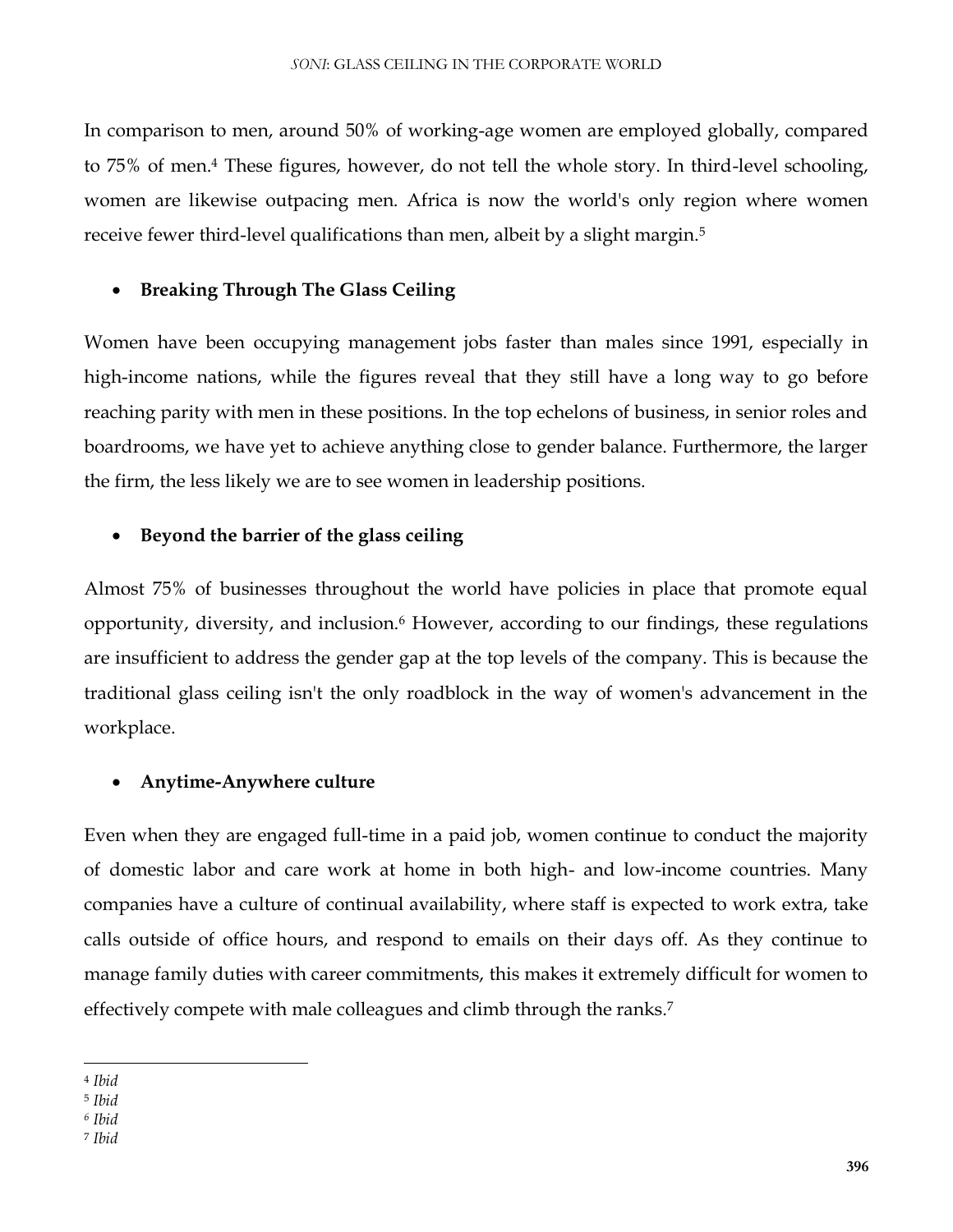In comparison to men, around 50% of working-age women are employed globally, compared to 75% of men.[4] These figures, however, do not tell the whole story. In third-level schooling, women are likewise outpacing men. Africa is now the world's only region where women receive fewer third-level qualifications than men, albeit by a slight margin.[5]

- **Breaking Through The Glass Ceiling**

Women have been occupying management jobs faster than males since 1991, especially in high-income nations, while the figures reveal that they still have a long way to go before reaching parity with men in these positions. In the top echelons of business, in senior roles and boardrooms, we have yet to achieve anything close to gender balance. Furthermore, the larger the firm, the less likely we are to see women in leadership positions.

- **Beyond the barrier of the glass ceiling**

Almost 75% of businesses throughout the world have policies in place that promote equal opportunity, diversity, and inclusion.[6] However, according to our findings, these regulations are insufficient to address the gender gap at the top levels of the company. This is because the traditional glass ceiling isn't the only roadblock in the way of women's advancement in the workplace.

- **Anytime-Anywhere culture**

Even when they are engaged full-time in a paid job, women continue to conduct the majority of domestic labor and care work at home in both high- and low-income countries. Many companies have a culture of continual availability, where staff is expected to work extra, take calls outside of office hours, and respond to emails on their days off. As they continue to manage family duties with career commitments, this makes it extremely difficult for women to effectively compete with male colleagues and climb through the ranks.[7]

---

[4] *Ibid*

[5] *Ibid*

[6] *Ibid*

[7] *Ibid*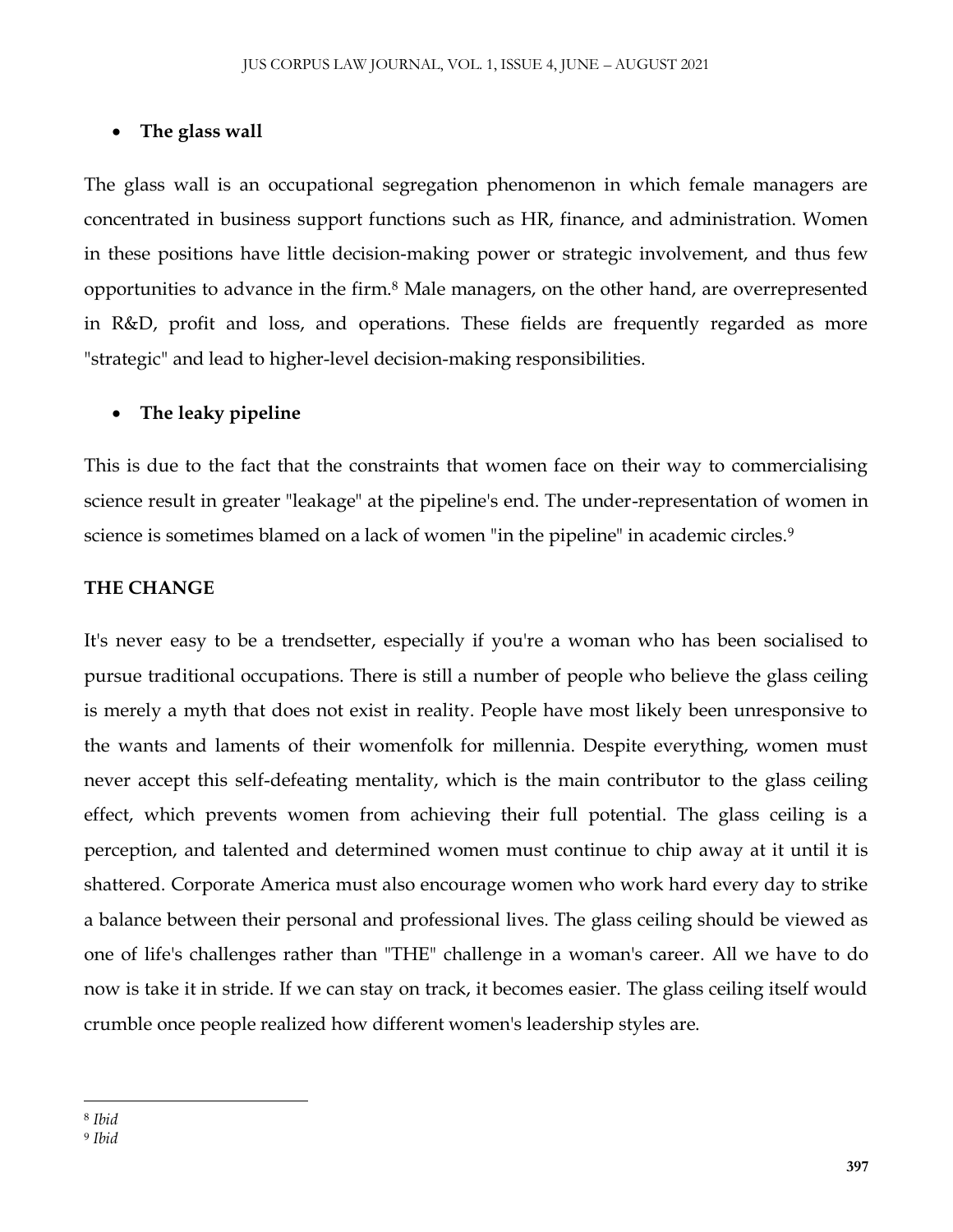- **The glass wall**

The glass wall is an occupational segregation phenomenon in which female managers are concentrated in business support functions such as HR, finance, and administration. Women in these positions have little decision-making power or strategic involvement, and thus few opportunities to advance in the firm.[8] Male managers, on the other hand, are overrepresented in R&D, profit and loss, and operations. These fields are frequently regarded as more "strategic" and lead to higher-level decision-making responsibilities.

- **The leaky pipeline**

This is due to the fact that the constraints that women face on their way to commercialising science result in greater "leakage" at the pipeline's end. The under-representation of women in science is sometimes blamed on a lack of women "in the pipeline" in academic circles.[9]

## THE CHANGE

It's never easy to be a trendsetter, especially if you're a woman who has been socialised to pursue traditional occupations. There is still a number of people who believe the glass ceiling is merely a myth that does not exist in reality. People have most likely been unresponsive to the wants and laments of their womenfolk for millennia. Despite everything, women must never accept this self-defeating mentality, which is the main contributor to the glass ceiling effect, which prevents women from achieving their full potential. The glass ceiling is a perception, and talented and determined women must continue to chip away at it until it is shattered. Corporate America must also encourage women who work hard every day to strike a balance between their personal and professional lives. The glass ceiling should be viewed as one of life's challenges rather than "THE" challenge in a woman's career. All we have to do now is take it in stride. If we can stay on track, it becomes easier. The glass ceiling itself would crumble once people realized how different women's leadership styles are.

---

[8] *Ibid*

[9] *Ibid*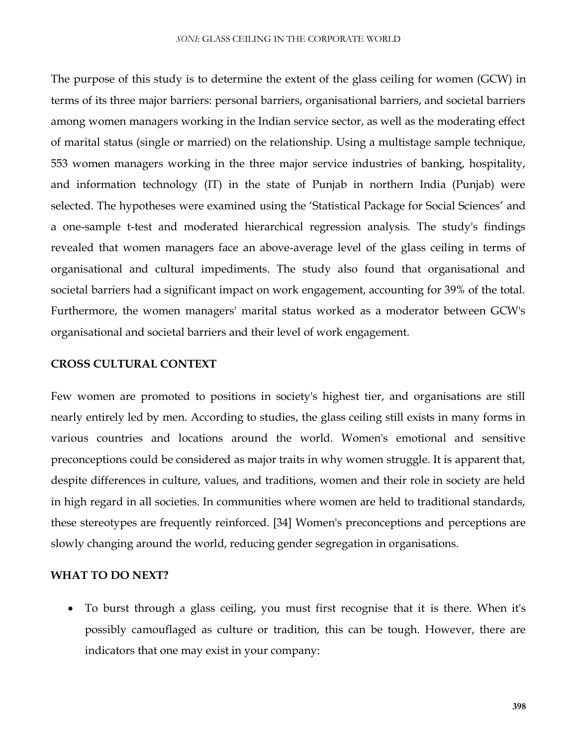The purpose of this study is to determine the extent of the glass ceiling for women (GCW) in terms of its three major barriers: personal barriers, organisational barriers, and societal barriers among women managers working in the Indian service sector, as well as the moderating effect of marital status (single or married) on the relationship. Using a multistage sample technique, 553 women managers working in the three major service industries of banking, hospitality, and information technology (IT) in the state of Punjab in northern India (Punjab) were selected. The hypotheses were examined using the 'Statistical Package for Social Sciences' and a one-sample t-test and moderated hierarchical regression analysis. The study's findings revealed that women managers face an above-average level of the glass ceiling in terms of organisational and cultural impediments. The study also found that organisational and societal barriers had a significant impact on work engagement, accounting for 39% of the total. Furthermore, the women managers' marital status worked as a moderator between GCW's organisational and societal barriers and their level of work engagement.

## CROSS CULTURAL CONTEXT

Few women are promoted to positions in society's highest tier, and organisations are still nearly entirely led by men. According to studies, the glass ceiling still exists in many forms in various countries and locations around the world. Women's emotional and sensitive preconceptions could be considered as major traits in why women struggle. It is apparent that, despite differences in culture, values, and traditions, women and their role in society are held in high regard in all societies. In communities where women are held to traditional standards, these stereotypes are frequently reinforced. [34] Women's preconceptions and perceptions are slowly changing around the world, reducing gender segregation in organisations.

## WHAT TO DO NEXT?

- To burst through a glass ceiling, you must first recognise that it is there. When it's possibly camouflaged as culture or tradition, this can be tough. However, there are indicators that one may exist in your company: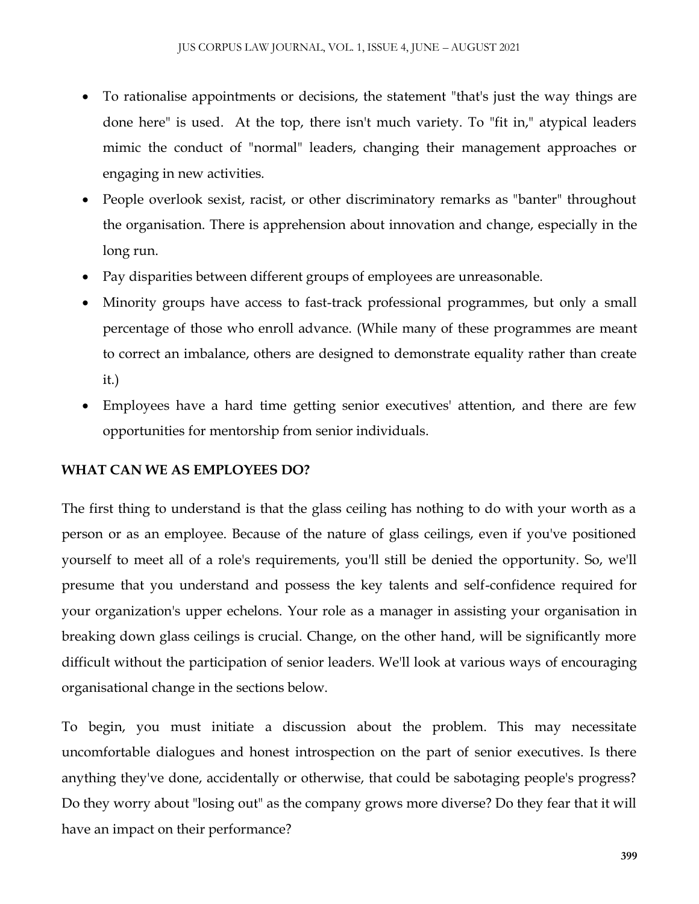- To rationalise appointments or decisions, the statement "that's just the way things are done here" is used. At the top, there isn't much variety. To "fit in," atypical leaders mimic the conduct of "normal" leaders, changing their management approaches or engaging in new activities.
- People overlook sexist, racist, or other discriminatory remarks as "banter" throughout the organisation. There is apprehension about innovation and change, especially in the long run.
- Pay disparities between different groups of employees are unreasonable.
- Minority groups have access to fast-track professional programmes, but only a small percentage of those who enroll advance. (While many of these programmes are meant to correct an imbalance, others are designed to demonstrate equality rather than create it.)
- Employees have a hard time getting senior executives' attention, and there are few opportunities for mentorship from senior individuals.

**WHAT CAN WE AS EMPLOYEES DO?**

The first thing to understand is that the glass ceiling has nothing to do with your worth as a person or as an employee. Because of the nature of glass ceilings, even if you've positioned yourself to meet all of a role's requirements, you'll still be denied the opportunity. So, we'll presume that you understand and possess the key talents and self-confidence required for your organization's upper echelons. Your role as a manager in assisting your organisation in breaking down glass ceilings is crucial. Change, on the other hand, will be significantly more difficult without the participation of senior leaders. We'll look at various ways of encouraging organisational change in the sections below.

To begin, you must initiate a discussion about the problem. This may necessitate uncomfortable dialogues and honest introspection on the part of senior executives. Is there anything they've done, accidentally or otherwise, that could be sabotaging people's progress? Do they worry about "losing out" as the company grows more diverse? Do they fear that it will have an impact on their performance?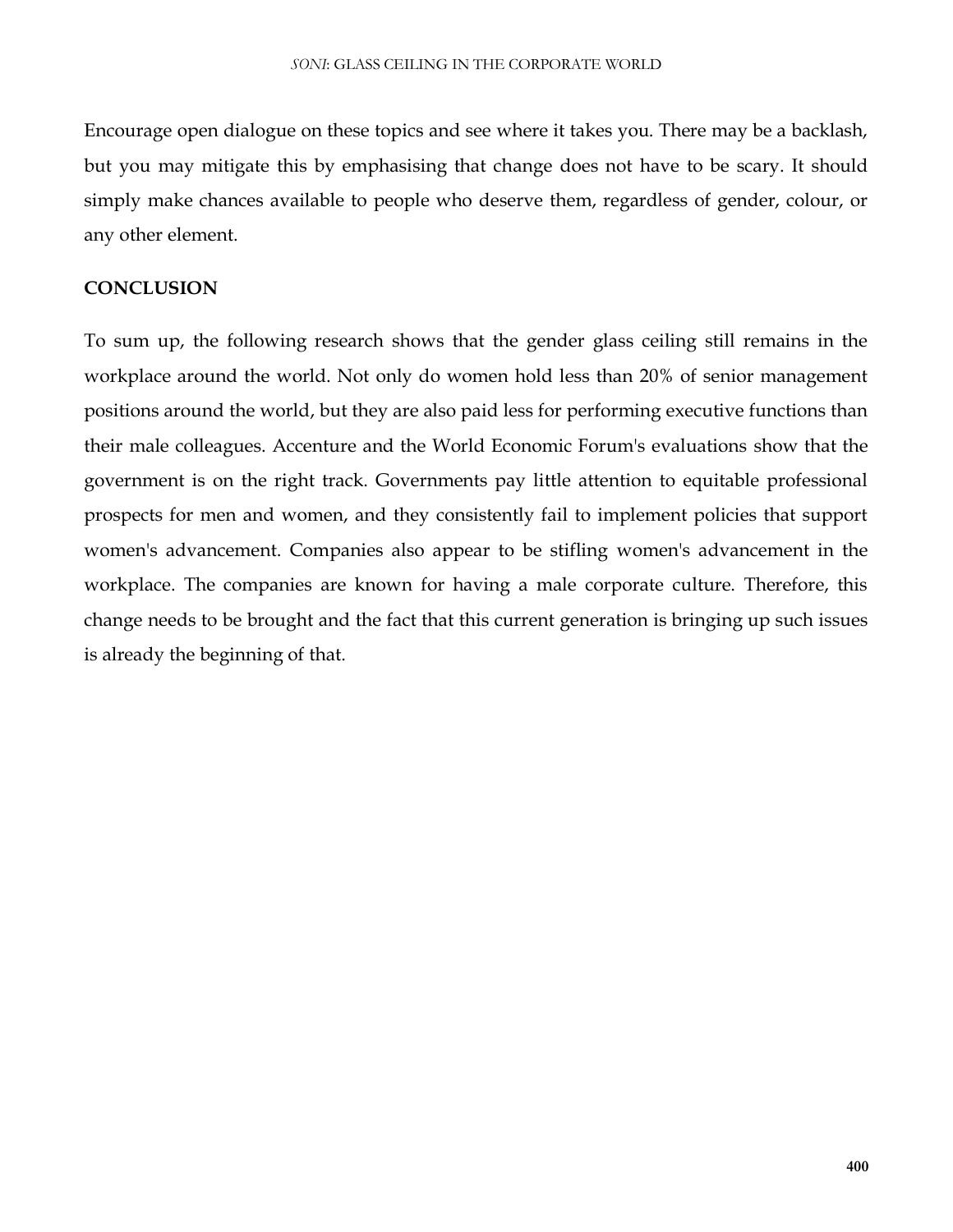Encourage open dialogue on these topics and see where it takes you. There may be a backlash, but you may mitigate this by emphasising that change does not have to be scary. It should simply make chances available to people who deserve them, regardless of gender, colour, or any other element.

## CONCLUSION

To sum up, the following research shows that the gender glass ceiling still remains in the workplace around the world. Not only do women hold less than 20% of senior management positions around the world, but they are also paid less for performing executive functions than their male colleagues. Accenture and the World Economic Forum's evaluations show that the government is on the right track. Governments pay little attention to equitable professional prospects for men and women, and they consistently fail to implement policies that support women's advancement. Companies also appear to be stifling women's advancement in the workplace. The companies are known for having a male corporate culture. Therefore, this change needs to be brought and the fact that this current generation is bringing up such issues is already the beginning of that.